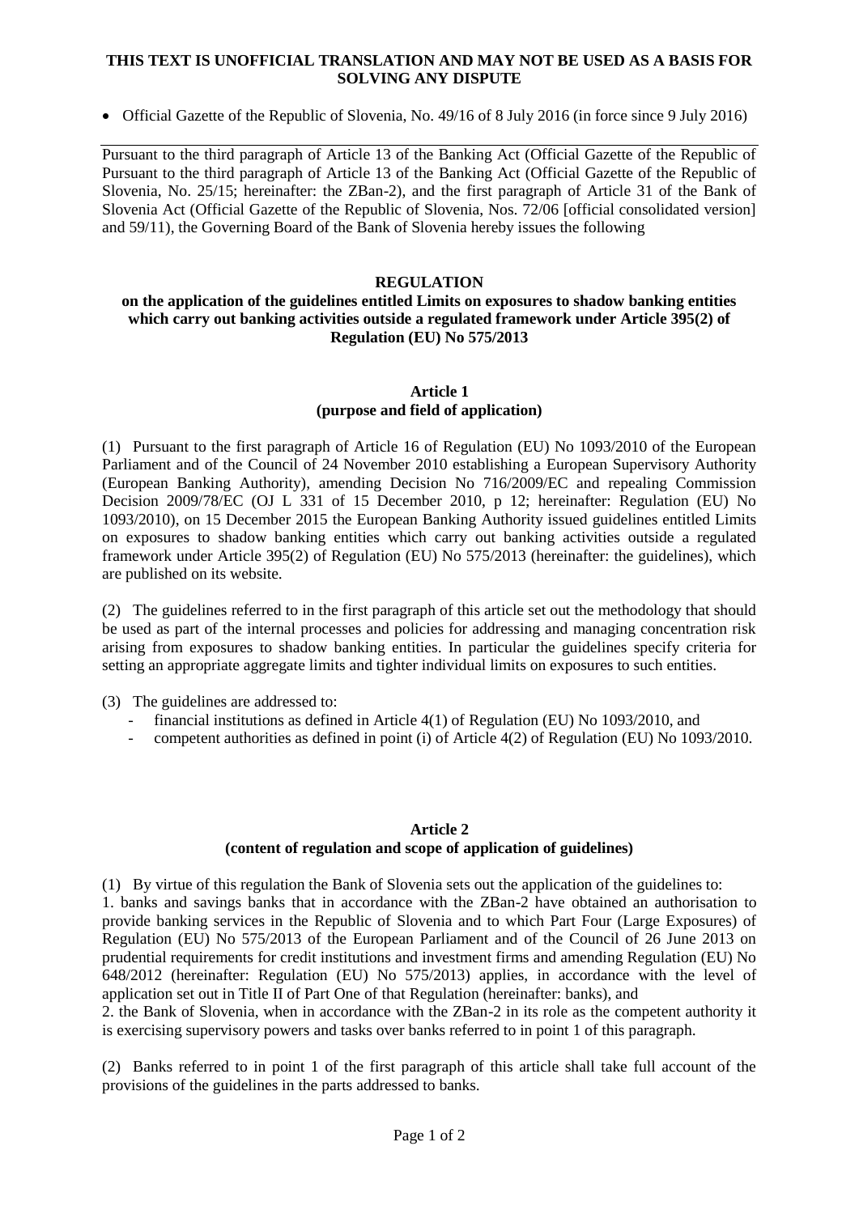**THIS TEXT IS UNOFFICIAL TRANSLATION AND MAY NOT BE USED AS A BASIS FOR SOLVING ANY DISPUTE**

- Official Gazette of the Republic of Slovenia, No. 49/16 of 8 July 2016 (in force since 9 July 2016)

---

Pursuant to the third paragraph of Article 13 of the Banking Act (Official Gazette of the Republic of Pursuant to the third paragraph of Article 13 of the Banking Act (Official Gazette of the Republic of Slovenia, No. 25/15; hereinafter: the ZBan-2), and the first paragraph of Article 31 of the Bank of Slovenia Act (Official Gazette of the Republic of Slovenia, Nos. 72/06 [official consolidated version] and 59/11), the Governing Board of the Bank of Slovenia hereby issues the following

# REGULATION

## on the application of the guidelines entitled Limits on exposures to shadow banking entities which carry out banking activities outside a regulated framework under Article 395(2) of Regulation (EU) No 575/2013

### Article 1
### (purpose and field of application)

(1) Pursuant to the first paragraph of Article 16 of Regulation (EU) No 1093/2010 of the European Parliament and of the Council of 24 November 2010 establishing a European Supervisory Authority (European Banking Authority), amending Decision No 716/2009/EC and repealing Commission Decision 2009/78/EC (OJ L 331 of 15 December 2010, p 12; hereinafter: Regulation (EU) No 1093/2010), on 15 December 2015 the European Banking Authority issued guidelines entitled Limits on exposures to shadow banking entities which carry out banking activities outside a regulated framework under Article 395(2) of Regulation (EU) No 575/2013 (hereinafter: the guidelines), which are published on its website.

(2) The guidelines referred to in the first paragraph of this article set out the methodology that should be used as part of the internal processes and policies for addressing and managing concentration risk arising from exposures to shadow banking entities. In particular the guidelines specify criteria for setting an appropriate aggregate limits and tighter individual limits on exposures to such entities.

(3) The guidelines are addressed to:

- financial institutions as defined in Article 4(1) of Regulation (EU) No 1093/2010, and
- competent authorities as defined in point (i) of Article 4(2) of Regulation (EU) No 1093/2010.

### Article 2
### (content of regulation and scope of application of guidelines)

(1) By virtue of this regulation the Bank of Slovenia sets out the application of the guidelines to:

1. banks and savings banks that in accordance with the ZBan-2 have obtained an authorisation to provide banking services in the Republic of Slovenia and to which Part Four (Large Exposures) of Regulation (EU) No 575/2013 of the European Parliament and of the Council of 26 June 2013 on prudential requirements for credit institutions and investment firms and amending Regulation (EU) No 648/2012 (hereinafter: Regulation (EU) No 575/2013) applies, in accordance with the level of application set out in Title II of Part One of that Regulation (hereinafter: banks), and
2. the Bank of Slovenia, when in accordance with the ZBan-2 in its role as the competent authority it is exercising supervisory powers and tasks over banks referred to in point 1 of this paragraph.

(2) Banks referred to in point 1 of the first paragraph of this article shall take full account of the provisions of the guidelines in the parts addressed to banks.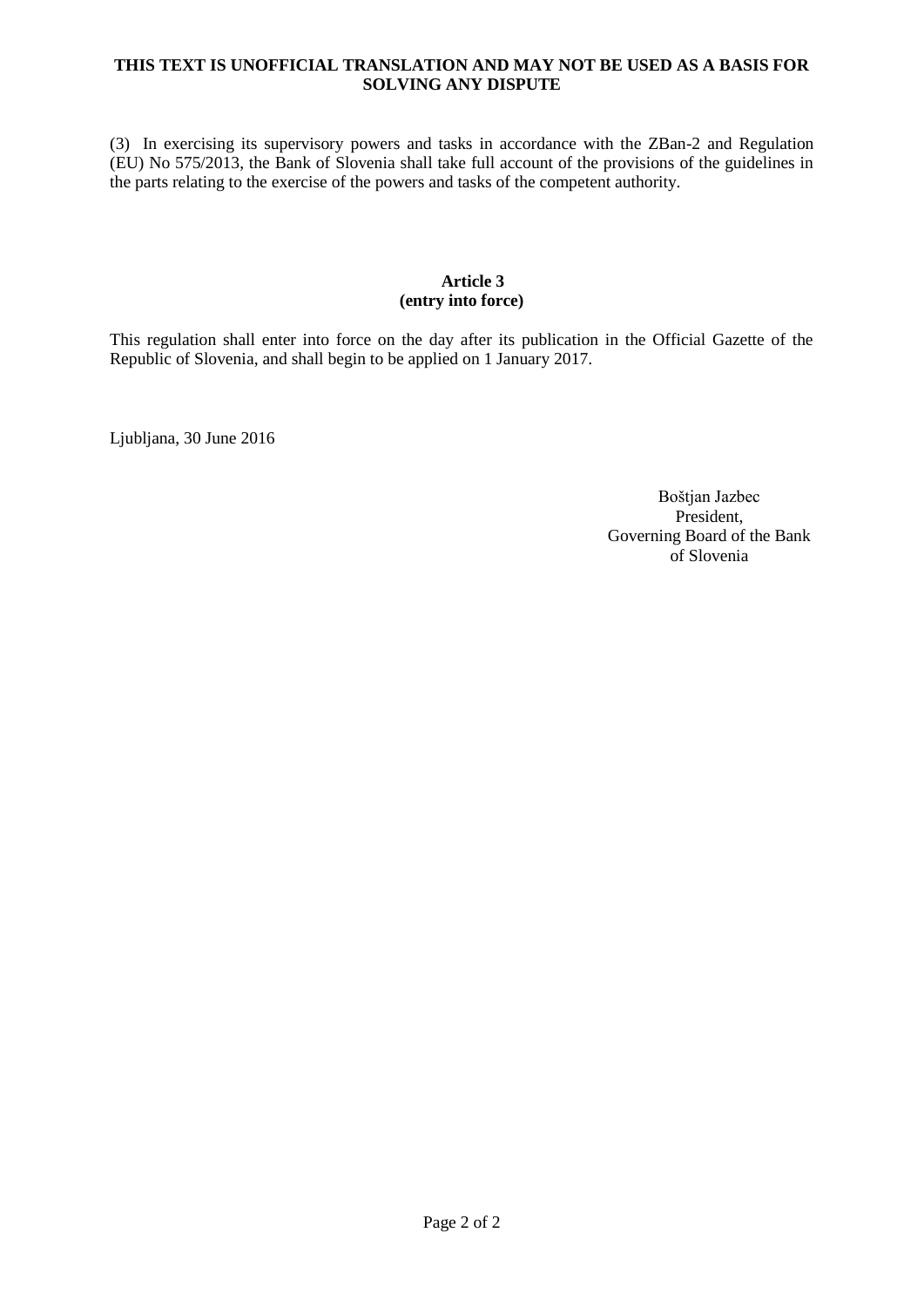**THIS TEXT IS UNOFFICIAL TRANSLATION AND MAY NOT BE USED AS A BASIS FOR SOLVING ANY DISPUTE**

(3) In exercising its supervisory powers and tasks in accordance with the ZBan-2 and Regulation (EU) No 575/2013, the Bank of Slovenia shall take full account of the provisions of the guidelines in the parts relating to the exercise of the powers and tasks of the competent authority.

### Article 3
### (entry into force)

This regulation shall enter into force on the day after its publication in the Official Gazette of the Republic of Slovenia, and shall begin to be applied on 1 January 2017.

Ljubljana, 30 June 2016

Boštjan Jazbec
President,
Governing Board of the Bank of Slovenia